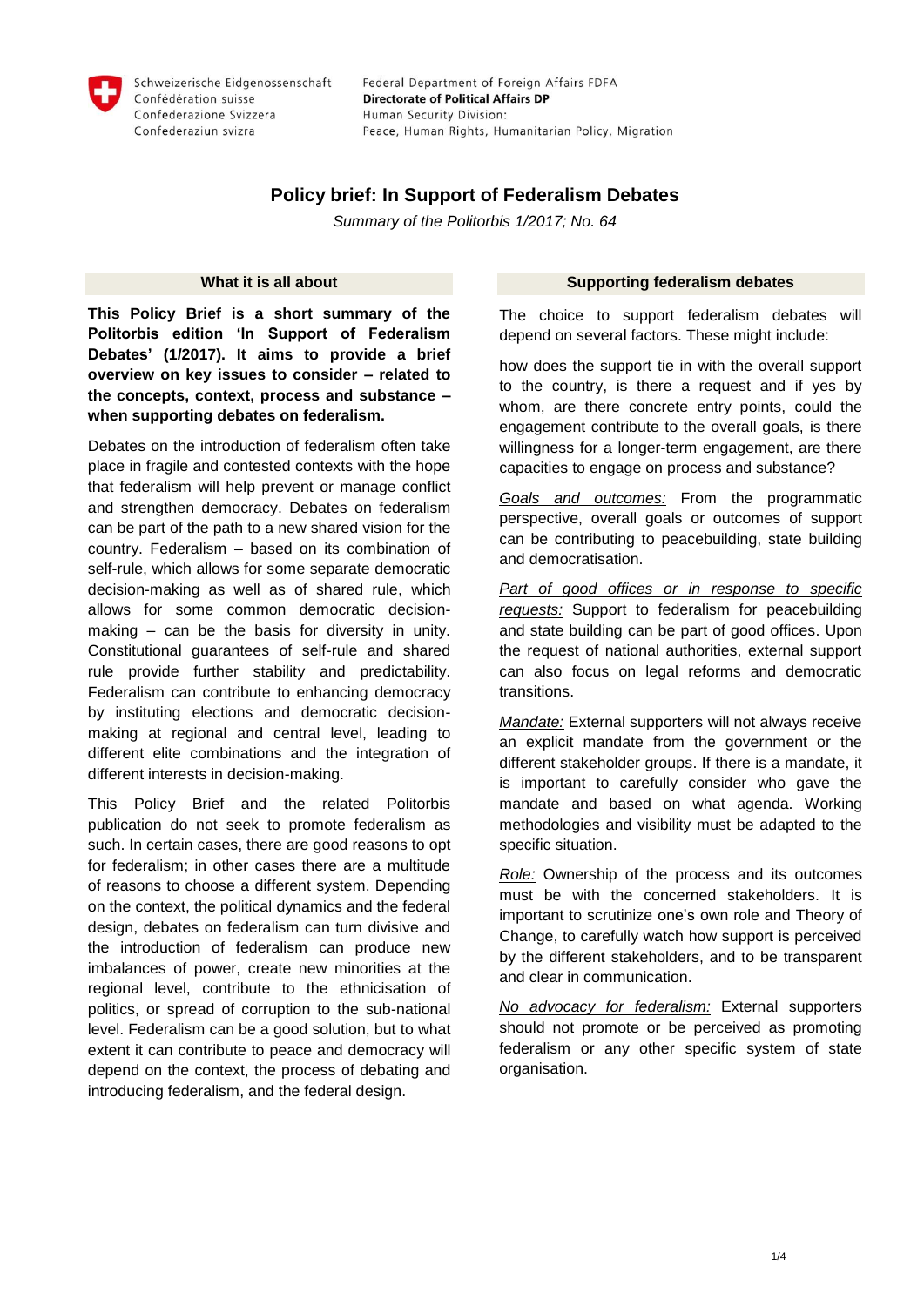Schweizerische Eidgenossenschaft
Confédération suisse
Confederazione Svizzera
Confederaziun svizra

Federal Department of Foreign Affairs FDFA
**Directorate of Political Affairs DP**
Human Security Division:
Peace, Human Rights, Humanitarian Policy, Migration

# Policy brief: In Support of Federalism Debates

*Summary of the Politorbis 1/2017; No. 64*

## What it is all about

**This Policy Brief is a short summary of the Politorbis edition 'In Support of Federalism Debates' (1/2017). It aims to provide a brief overview on key issues to consider – related to the concepts, context, process and substance – when supporting debates on federalism.**

Debates on the introduction of federalism often take place in fragile and contested contexts with the hope that federalism will help prevent or manage conflict and strengthen democracy. Debates on federalism can be part of the path to a new shared vision for the country. Federalism – based on its combination of self-rule, which allows for some separate democratic decision-making as well as of shared rule, which allows for some common democratic decision-making – can be the basis for diversity in unity. Constitutional guarantees of self-rule and shared rule provide further stability and predictability. Federalism can contribute to enhancing democracy by instituting elections and democratic decision-making at regional and central level, leading to different elite combinations and the integration of different interests in decision-making.

This Policy Brief and the related Politorbis publication do not seek to promote federalism as such. In certain cases, there are good reasons to opt for federalism; in other cases there are a multitude of reasons to choose a different system. Depending on the context, the political dynamics and the federal design, debates on federalism can turn divisive and the introduction of federalism can produce new imbalances of power, create new minorities at the regional level, contribute to the ethnicisation of politics, or spread of corruption to the sub-national level. Federalism can be a good solution, but to what extent it can contribute to peace and democracy will depend on the context, the process of debating and introducing federalism, and the federal design.

## Supporting federalism debates

The choice to support federalism debates will depend on several factors. These might include:

how does the support tie in with the overall support to the country, is there a request and if yes by whom, are there concrete entry points, could the engagement contribute to the overall goals, is there willingness for a longer-term engagement, are there capacities to engage on process and substance?

*Goals and outcomes:* From the programmatic perspective, overall goals or outcomes of support can be contributing to peacebuilding, state building and democratisation.

*Part of good offices or in response to specific requests:* Support to federalism for peacebuilding and state building can be part of good offices. Upon the request of national authorities, external support can also focus on legal reforms and democratic transitions.

*Mandate:* External supporters will not always receive an explicit mandate from the government or the different stakeholder groups. If there is a mandate, it is important to carefully consider who gave the mandate and based on what agenda. Working methodologies and visibility must be adapted to the specific situation.

*Role:* Ownership of the process and its outcomes must be with the concerned stakeholders. It is important to scrutinize one's own role and Theory of Change, to carefully watch how support is perceived by the different stakeholders, and to be transparent and clear in communication.

*No advocacy for federalism:* External supporters should not promote or be perceived as promoting federalism or any other specific system of state organisation.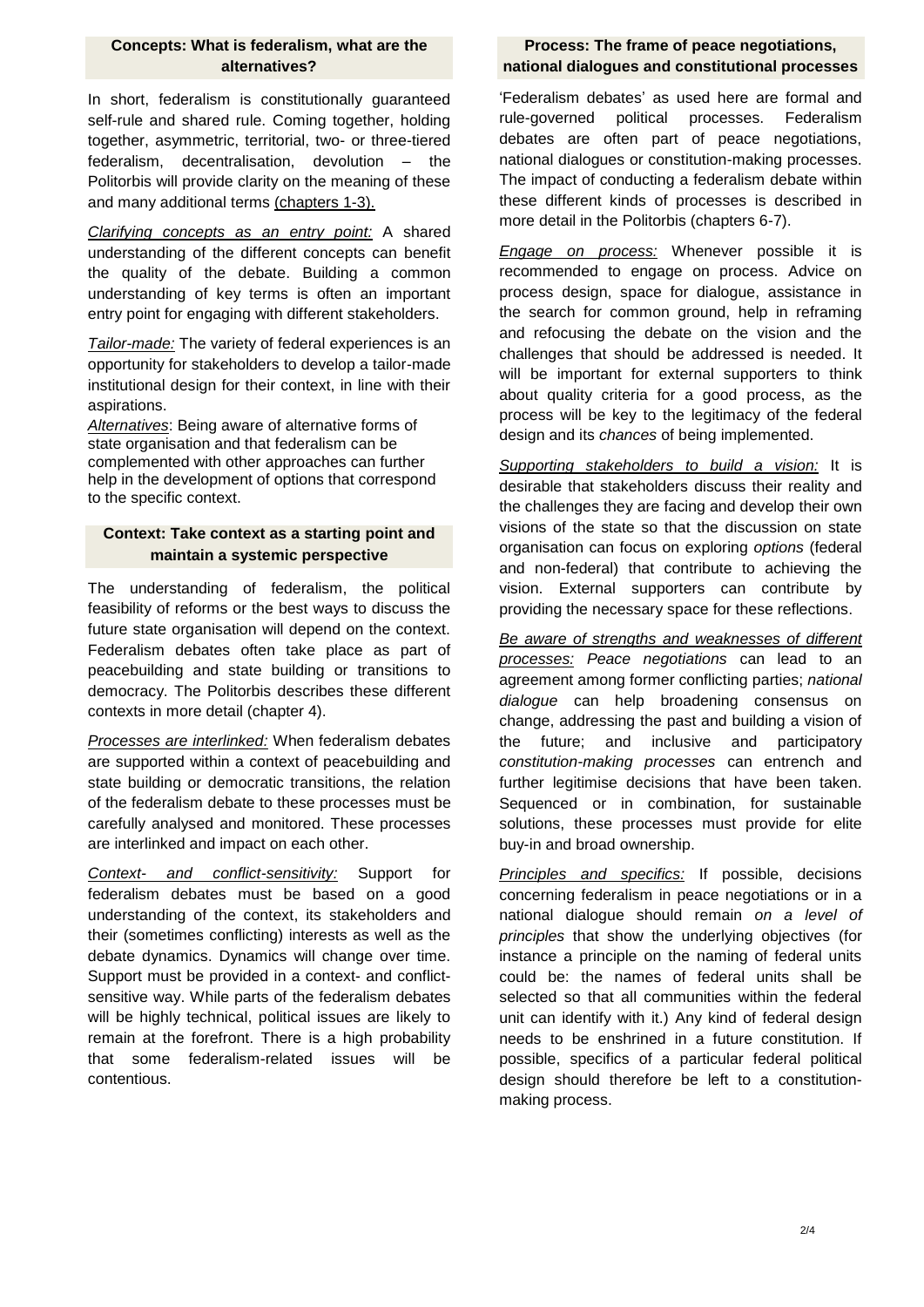## Concepts: What is federalism, what are the alternatives?

In short, federalism is constitutionally guaranteed self-rule and shared rule. Coming together, holding together, asymmetric, territorial, two- or three-tiered federalism, decentralisation, devolution – the Politorbis will provide clarity on the meaning of these and many additional terms (chapters 1-3).

*Clarifying concepts as an entry point:* A shared understanding of the different concepts can benefit the quality of the debate. Building a common understanding of key terms is often an important entry point for engaging with different stakeholders.

*Tailor-made:* The variety of federal experiences is an opportunity for stakeholders to develop a tailor-made institutional design for their context, in line with their aspirations.

*Alternatives*: Being aware of alternative forms of state organisation and that federalism can be complemented with other approaches can further help in the development of options that correspond to the specific context.

## Context: Take context as a starting point and maintain a systemic perspective

The understanding of federalism, the political feasibility of reforms or the best ways to discuss the future state organisation will depend on the context. Federalism debates often take place as part of peacebuilding and state building or transitions to democracy. The Politorbis describes these different contexts in more detail (chapter 4).

*Processes are interlinked:* When federalism debates are supported within a context of peacebuilding and state building or democratic transitions, the relation of the federalism debate to these processes must be carefully analysed and monitored. These processes are interlinked and impact on each other.

*Context- and conflict-sensitivity:* Support for federalism debates must be based on a good understanding of the context, its stakeholders and their (sometimes conflicting) interests as well as the debate dynamics. Dynamics will change over time. Support must be provided in a context- and conflict-sensitive way. While parts of the federalism debates will be highly technical, political issues are likely to remain at the forefront. There is a high probability that some federalism-related issues will be contentious.

## Process: The frame of peace negotiations, national dialogues and constitutional processes

'Federalism debates' as used here are formal and rule-governed political processes. Federalism debates are often part of peace negotiations, national dialogues or constitution-making processes. The impact of conducting a federalism debate within these different kinds of processes is described in more detail in the Politorbis (chapters 6-7).

*Engage on process:* Whenever possible it is recommended to engage on process. Advice on process design, space for dialogue, assistance in the search for common ground, help in reframing and refocusing the debate on the vision and the challenges that should be addressed is needed. It will be important for external supporters to think about quality criteria for a good process, as the process will be key to the legitimacy of the federal design and its *chances* of being implemented.

*Supporting stakeholders to build a vision:* It is desirable that stakeholders discuss their reality and the challenges they are facing and develop their own visions of the state so that the discussion on state organisation can focus on exploring *options* (federal and non-federal) that contribute to achieving the vision. External supporters can contribute by providing the necessary space for these reflections.

*Be aware of strengths and weaknesses of different processes:* *Peace negotiations* can lead to an agreement among former conflicting parties; *national dialogue* can help broadening consensus on change, addressing the past and building a vision of the future; and inclusive and participatory *constitution-making processes* can entrench and further legitimise decisions that have been taken. Sequenced or in combination, for sustainable solutions, these processes must provide for elite buy-in and broad ownership.

*Principles and specifics:* If possible, decisions concerning federalism in peace negotiations or in a national dialogue should remain *on a level of principles* that show the underlying objectives (for instance a principle on the naming of federal units could be: the names of federal units shall be selected so that all communities within the federal unit can identify with it.) Any kind of federal design needs to be enshrined in a future constitution. If possible, specifics of a particular federal political design should therefore be left to a constitution-making process.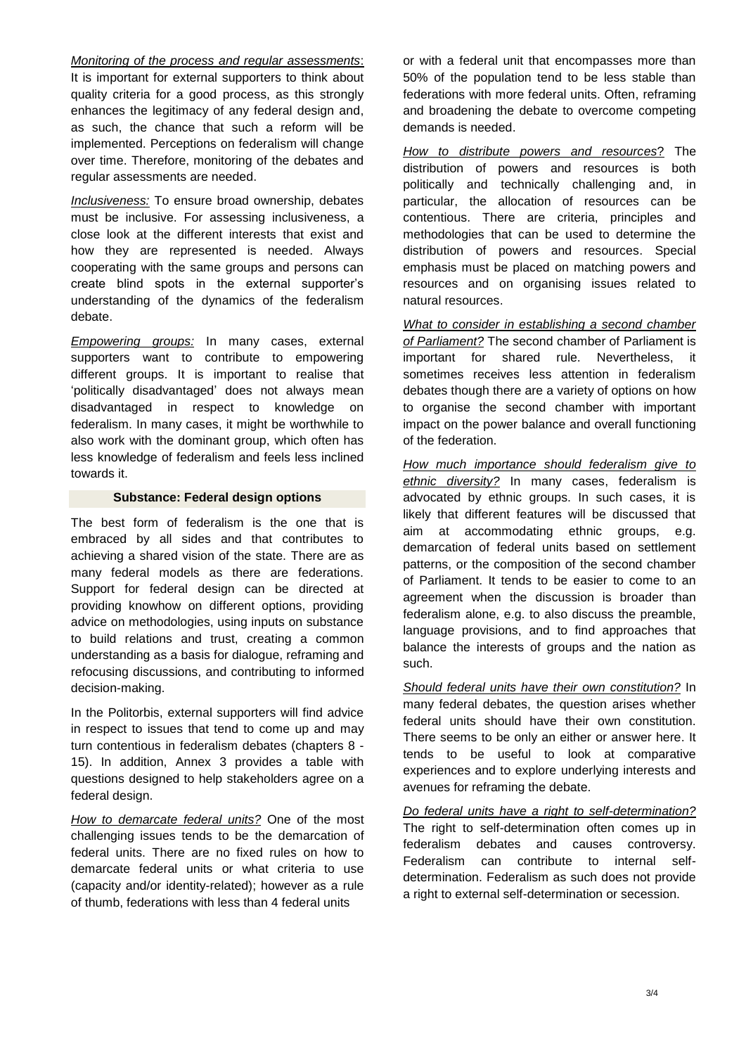*Monitoring of the process and regular assessments*: It is important for external supporters to think about quality criteria for a good process, as this strongly enhances the legitimacy of any federal design and, as such, the chance that such a reform will be implemented. Perceptions on federalism will change over time. Therefore, monitoring of the debates and regular assessments are needed.

*Inclusiveness:* To ensure broad ownership, debates must be inclusive. For assessing inclusiveness, a close look at the different interests that exist and how they are represented is needed. Always cooperating with the same groups and persons can create blind spots in the external supporter's understanding of the dynamics of the federalism debate.

*Empowering groups:* In many cases, external supporters want to contribute to empowering different groups. It is important to realise that 'politically disadvantaged' does not always mean disadvantaged in respect to knowledge on federalism. In many cases, it might be worthwhile to also work with the dominant group, which often has less knowledge of federalism and feels less inclined towards it.

### Substance: Federal design options

The best form of federalism is the one that is embraced by all sides and that contributes to achieving a shared vision of the state. There are as many federal models as there are federations. Support for federal design can be directed at providing knowhow on different options, providing advice on methodologies, using inputs on substance to build relations and trust, creating a common understanding as a basis for dialogue, reframing and refocusing discussions, and contributing to informed decision-making.

In the Politorbis, external supporters will find advice in respect to issues that tend to come up and may turn contentious in federalism debates (chapters 8 - 15). In addition, Annex 3 provides a table with questions designed to help stakeholders agree on a federal design.

*How to demarcate federal units?* One of the most challenging issues tends to be the demarcation of federal units. There are no fixed rules on how to demarcate federal units or what criteria to use (capacity and/or identity-related); however as a rule of thumb, federations with less than 4 federal units or with a federal unit that encompasses more than 50% of the population tend to be less stable than federations with more federal units. Often, reframing and broadening the debate to overcome competing demands is needed.

*How to distribute powers and resources*? The distribution of powers and resources is both politically and technically challenging and, in particular, the allocation of resources can be contentious. There are criteria, principles and methodologies that can be used to determine the distribution of powers and resources. Special emphasis must be placed on matching powers and resources and on organising issues related to natural resources.

*What to consider in establishing a second chamber of Parliament?* The second chamber of Parliament is important for shared rule. Nevertheless, it sometimes receives less attention in federalism debates though there are a variety of options on how to organise the second chamber with important impact on the power balance and overall functioning of the federation.

*How much importance should federalism give to ethnic diversity?* In many cases, federalism is advocated by ethnic groups. In such cases, it is likely that different features will be discussed that aim at accommodating ethnic groups, e.g. demarcation of federal units based on settlement patterns, or the composition of the second chamber of Parliament. It tends to be easier to come to an agreement when the discussion is broader than federalism alone, e.g. to also discuss the preamble, language provisions, and to find approaches that balance the interests of groups and the nation as such.

*Should federal units have their own constitution?* In many federal debates, the question arises whether federal units should have their own constitution. There seems to be only an either or answer here. It tends to be useful to look at comparative experiences and to explore underlying interests and avenues for reframing the debate.

*Do federal units have a right to self-determination?* The right to self-determination often comes up in federalism debates and causes controversy. Federalism can contribute to internal self-determination. Federalism as such does not provide a right to external self-determination or secession.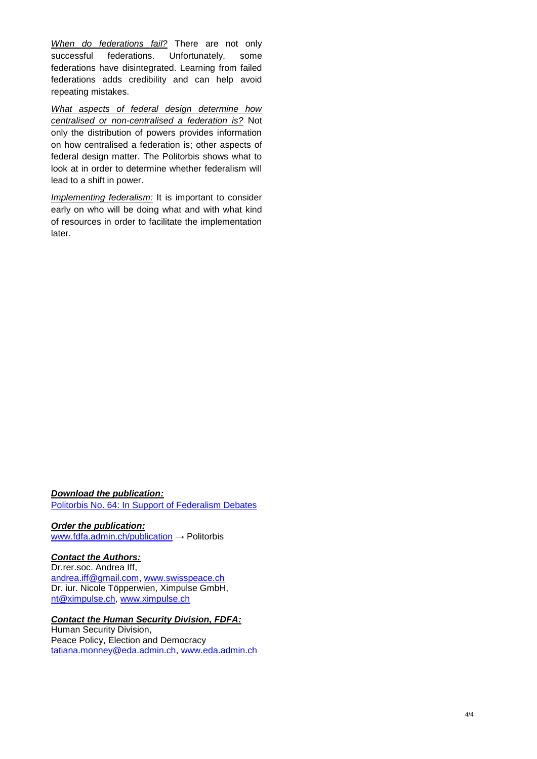*When do federations fail?* There are not only successful federations. Unfortunately, some federations have disintegrated. Learning from failed federations adds credibility and can help avoid repeating mistakes.

*What aspects of federal design determine how centralised or non-centralised a federation is?* Not only the distribution of powers provides information on how centralised a federation is; other aspects of federal design matter. The Politorbis shows what to look at in order to determine whether federalism will lead to a shift in power.

*Implementing federalism:* It is important to consider early on who will be doing what and with what kind of resources in order to facilitate the implementation later.

***Download the publication:***
Politorbis No. 64: In Support of Federalism Debates

***Order the publication:***
www.fdfa.admin.ch/publication → Politorbis

***Contact the Authors:***
Dr.rer.soc. Andrea Iff,
andrea.iff@gmail.com, www.swisspeace.ch
Dr. iur. Nicole Töpperwien, Ximpulse GmbH,
nt@ximpulse.ch, www.ximpulse.ch

***Contact the Human Security Division, FDFA:***
Human Security Division,
Peace Policy, Election and Democracy
tatiana.monney@eda.admin.ch, www.eda.admin.ch